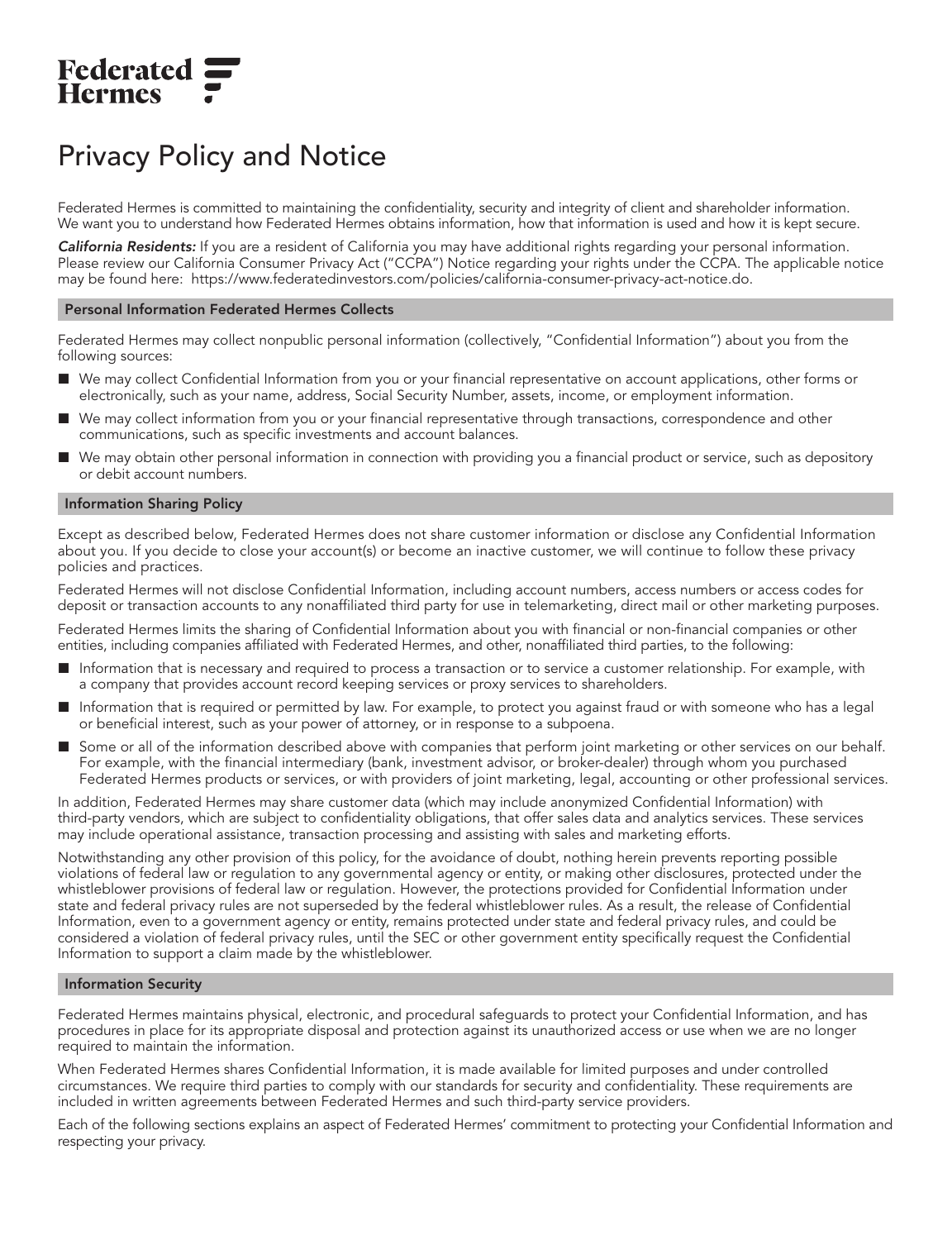Federated Hermes

# Privacy Policy and Notice

Federated Hermes is committed to maintaining the confidentiality, security and integrity of client and shareholder information. We want you to understand how Federated Hermes obtains information, how that information is used and how it is kept secure.

***California Residents:*** If you are a resident of California you may have additional rights regarding your personal information. Please review our California Consumer Privacy Act ("CCPA") Notice regarding your rights under the CCPA. The applicable notice may be found here: https://www.federatedinvestors.com/policies/california-consumer-privacy-act-notice.do.

## Personal Information Federated Hermes Collects

Federated Hermes may collect nonpublic personal information (collectively, "Confidential Information") about you from the following sources:

- We may collect Confidential Information from you or your financial representative on account applications, other forms or electronically, such as your name, address, Social Security Number, assets, income, or employment information.
- We may collect information from you or your financial representative through transactions, correspondence and other communications, such as specific investments and account balances.
- We may obtain other personal information in connection with providing you a financial product or service, such as depository or debit account numbers.

## Information Sharing Policy

Except as described below, Federated Hermes does not share customer information or disclose any Confidential Information about you. If you decide to close your account(s) or become an inactive customer, we will continue to follow these privacy policies and practices.

Federated Hermes will not disclose Confidential Information, including account numbers, access numbers or access codes for deposit or transaction accounts to any nonaffiliated third party for use in telemarketing, direct mail or other marketing purposes.

Federated Hermes limits the sharing of Confidential Information about you with financial or non-financial companies or other entities, including companies affiliated with Federated Hermes, and other, nonaffiliated third parties, to the following:

- Information that is necessary and required to process a transaction or to service a customer relationship. For example, with a company that provides account record keeping services or proxy services to shareholders.
- Information that is required or permitted by law. For example, to protect you against fraud or with someone who has a legal or beneficial interest, such as your power of attorney, or in response to a subpoena.
- Some or all of the information described above with companies that perform joint marketing or other services on our behalf. For example, with the financial intermediary (bank, investment advisor, or broker-dealer) through whom you purchased Federated Hermes products or services, or with providers of joint marketing, legal, accounting or other professional services.

In addition, Federated Hermes may share customer data (which may include anonymized Confidential Information) with third-party vendors, which are subject to confidentiality obligations, that offer sales data and analytics services. These services may include operational assistance, transaction processing and assisting with sales and marketing efforts.

Notwithstanding any other provision of this policy, for the avoidance of doubt, nothing herein prevents reporting possible violations of federal law or regulation to any governmental agency or entity, or making other disclosures, protected under the whistleblower provisions of federal law or regulation. However, the protections provided for Confidential Information under state and federal privacy rules are not superseded by the federal whistleblower rules. As a result, the release of Confidential Information, even to a government agency or entity, remains protected under state and federal privacy rules, and could be considered a violation of federal privacy rules, until the SEC or other government entity specifically request the Confidential Information to support a claim made by the whistleblower.

## Information Security

Federated Hermes maintains physical, electronic, and procedural safeguards to protect your Confidential Information, and has procedures in place for its appropriate disposal and protection against its unauthorized access or use when we are no longer required to maintain the information.

When Federated Hermes shares Confidential Information, it is made available for limited purposes and under controlled circumstances. We require third parties to comply with our standards for security and confidentiality. These requirements are included in written agreements between Federated Hermes and such third-party service providers.

Each of the following sections explains an aspect of Federated Hermes' commitment to protecting your Confidential Information and respecting your privacy.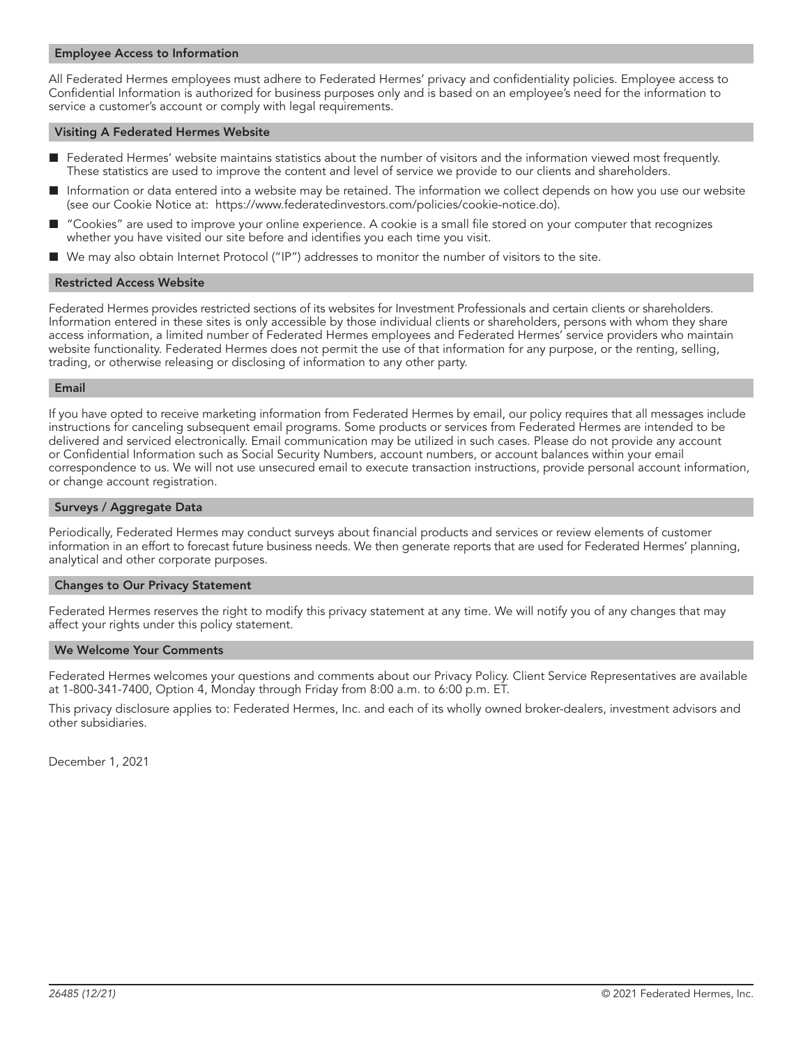## Employee Access to Information

All Federated Hermes employees must adhere to Federated Hermes' privacy and confidentiality policies. Employee access to Confidential Information is authorized for business purposes only and is based on an employee's need for the information to service a customer's account or comply with legal requirements.

## Visiting A Federated Hermes Website

- Federated Hermes' website maintains statistics about the number of visitors and the information viewed most frequently. These statistics are used to improve the content and level of service we provide to our clients and shareholders.
- Information or data entered into a website may be retained. The information we collect depends on how you use our website (see our Cookie Notice at: https://www.federatedinvestors.com/policies/cookie-notice.do).
- "Cookies" are used to improve your online experience. A cookie is a small file stored on your computer that recognizes whether you have visited our site before and identifies you each time you visit.
- We may also obtain Internet Protocol ("IP") addresses to monitor the number of visitors to the site.

## Restricted Access Website

Federated Hermes provides restricted sections of its websites for Investment Professionals and certain clients or shareholders. Information entered in these sites is only accessible by those individual clients or shareholders, persons with whom they share access information, a limited number of Federated Hermes employees and Federated Hermes' service providers who maintain website functionality. Federated Hermes does not permit the use of that information for any purpose, or the renting, selling, trading, or otherwise releasing or disclosing of information to any other party.

## Email

If you have opted to receive marketing information from Federated Hermes by email, our policy requires that all messages include instructions for canceling subsequent email programs. Some products or services from Federated Hermes are intended to be delivered and serviced electronically. Email communication may be utilized in such cases. Please do not provide any account or Confidential Information such as Social Security Numbers, account numbers, or account balances within your email correspondence to us. We will not use unsecured email to execute transaction instructions, provide personal account information, or change account registration.

## Surveys / Aggregate Data

Periodically, Federated Hermes may conduct surveys about financial products and services or review elements of customer information in an effort to forecast future business needs. We then generate reports that are used for Federated Hermes' planning, analytical and other corporate purposes.

## Changes to Our Privacy Statement

Federated Hermes reserves the right to modify this privacy statement at any time. We will notify you of any changes that may affect your rights under this policy statement.

## We Welcome Your Comments

Federated Hermes welcomes your questions and comments about our Privacy Policy. Client Service Representatives are available at 1-800-341-7400, Option 4, Monday through Friday from 8:00 a.m. to 6:00 p.m. ET.

This privacy disclosure applies to: Federated Hermes, Inc. and each of its wholly owned broker-dealers, investment advisors and other subsidiaries.

December 1, 2021

*26485 (12/21)*

© 2021 Federated Hermes, Inc.